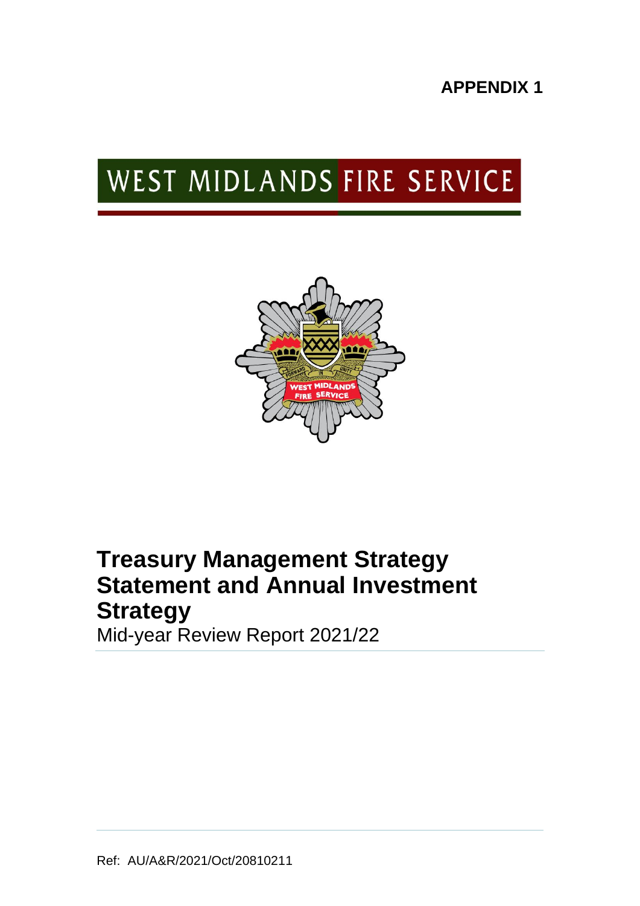**APPENDIX 1**

WEST MIDLANDS FIRE SERVICE

# Treasury Management Strategy Statement and Annual Investment Strategy

Mid-year Review Report 2021/22

Ref: AU/A&R/2021/Oct/20810211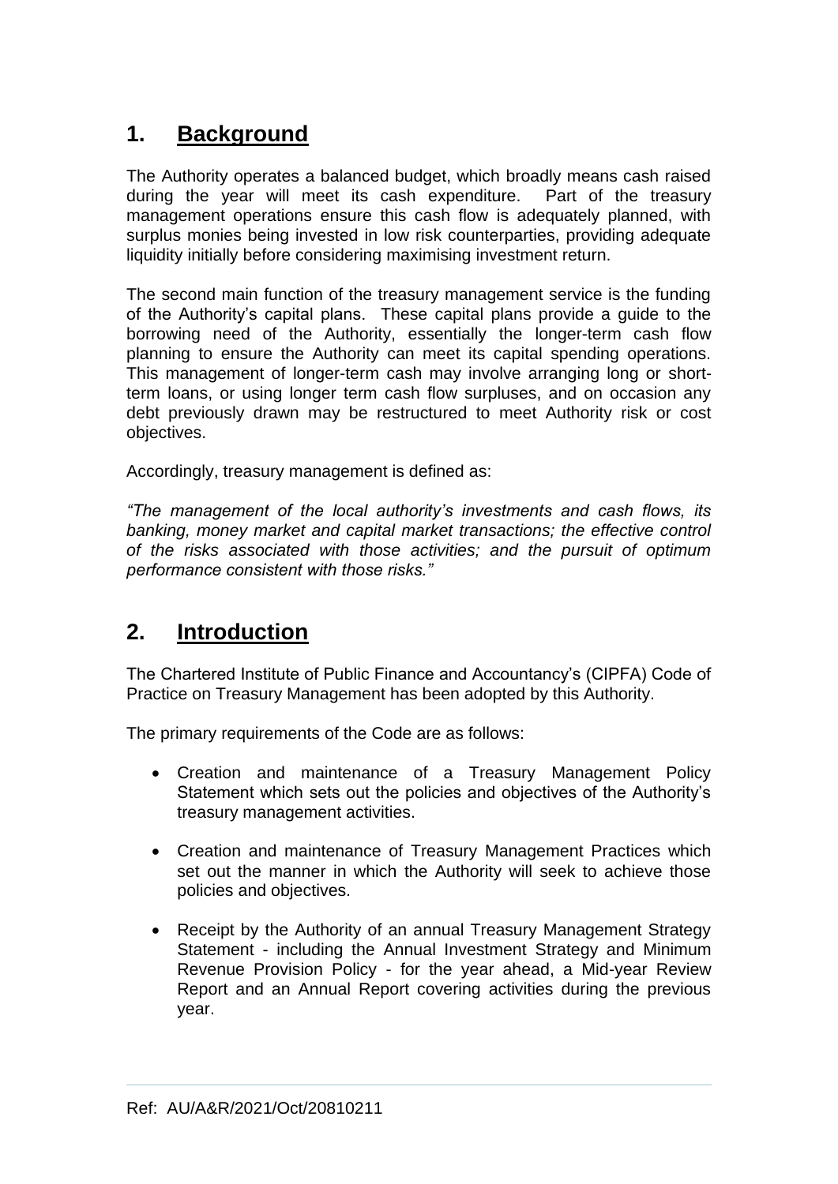## 1. Background

The Authority operates a balanced budget, which broadly means cash raised during the year will meet its cash expenditure. Part of the treasury management operations ensure this cash flow is adequately planned, with surplus monies being invested in low risk counterparties, providing adequate liquidity initially before considering maximising investment return.

The second main function of the treasury management service is the funding of the Authority's capital plans. These capital plans provide a guide to the borrowing need of the Authority, essentially the longer-term cash flow planning to ensure the Authority can meet its capital spending operations. This management of longer-term cash may involve arranging long or short-term loans, or using longer term cash flow surpluses, and on occasion any debt previously drawn may be restructured to meet Authority risk or cost objectives.

Accordingly, treasury management is defined as:

*"The management of the local authority's investments and cash flows, its banking, money market and capital market transactions; the effective control of the risks associated with those activities; and the pursuit of optimum performance consistent with those risks."*

## 2. Introduction

The Chartered Institute of Public Finance and Accountancy's (CIPFA) Code of Practice on Treasury Management has been adopted by this Authority.

The primary requirements of the Code are as follows:

- Creation and maintenance of a Treasury Management Policy Statement which sets out the policies and objectives of the Authority's treasury management activities.
- Creation and maintenance of Treasury Management Practices which set out the manner in which the Authority will seek to achieve those policies and objectives.
- Receipt by the Authority of an annual Treasury Management Strategy Statement - including the Annual Investment Strategy and Minimum Revenue Provision Policy - for the year ahead, a Mid-year Review Report and an Annual Report covering activities during the previous year.

Ref: AU/A&R/2021/Oct/20810211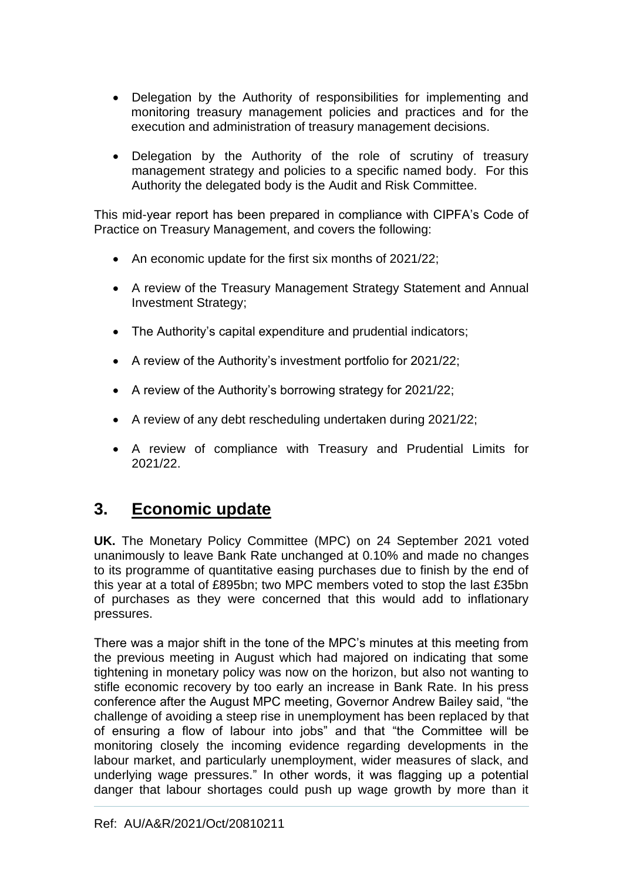- Delegation by the Authority of responsibilities for implementing and monitoring treasury management policies and practices and for the execution and administration of treasury management decisions.

- Delegation by the Authority of the role of scrutiny of treasury management strategy and policies to a specific named body. For this Authority the delegated body is the Audit and Risk Committee.

This mid-year report has been prepared in compliance with CIPFA's Code of Practice on Treasury Management, and covers the following:

- An economic update for the first six months of 2021/22;

- A review of the Treasury Management Strategy Statement and Annual Investment Strategy;

- The Authority's capital expenditure and prudential indicators;

- A review of the Authority's investment portfolio for 2021/22;

- A review of the Authority's borrowing strategy for 2021/22;

- A review of any debt rescheduling undertaken during 2021/22;

- A review of compliance with Treasury and Prudential Limits for 2021/22.

## 3. Economic update

**UK.** The Monetary Policy Committee (MPC) on 24 September 2021 voted unanimously to leave Bank Rate unchanged at 0.10% and made no changes to its programme of quantitative easing purchases due to finish by the end of this year at a total of £895bn; two MPC members voted to stop the last £35bn of purchases as they were concerned that this would add to inflationary pressures.

There was a major shift in the tone of the MPC's minutes at this meeting from the previous meeting in August which had majored on indicating that some tightening in monetary policy was now on the horizon, but also not wanting to stifle economic recovery by too early an increase in Bank Rate. In his press conference after the August MPC meeting, Governor Andrew Bailey said, "the challenge of avoiding a steep rise in unemployment has been replaced by that of ensuring a flow of labour into jobs" and that "the Committee will be monitoring closely the incoming evidence regarding developments in the labour market, and particularly unemployment, wider measures of slack, and underlying wage pressures." In other words, it was flagging up a potential danger that labour shortages could push up wage growth by more than it

Ref: AU/A&R/2021/Oct/20810211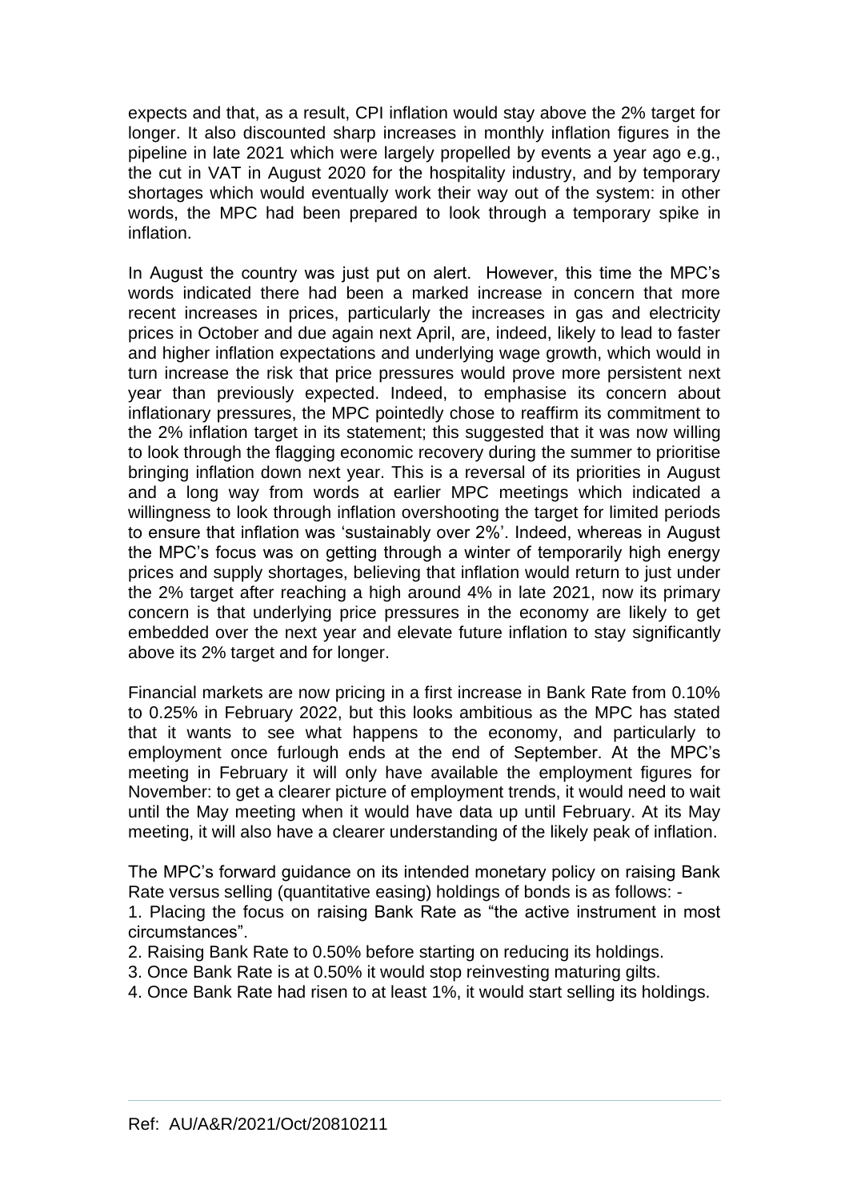expects and that, as a result, CPI inflation would stay above the 2% target for longer. It also discounted sharp increases in monthly inflation figures in the pipeline in late 2021 which were largely propelled by events a year ago e.g., the cut in VAT in August 2020 for the hospitality industry, and by temporary shortages which would eventually work their way out of the system: in other words, the MPC had been prepared to look through a temporary spike in inflation.

In August the country was just put on alert. However, this time the MPC's words indicated there had been a marked increase in concern that more recent increases in prices, particularly the increases in gas and electricity prices in October and due again next April, are, indeed, likely to lead to faster and higher inflation expectations and underlying wage growth, which would in turn increase the risk that price pressures would prove more persistent next year than previously expected. Indeed, to emphasise its concern about inflationary pressures, the MPC pointedly chose to reaffirm its commitment to the 2% inflation target in its statement; this suggested that it was now willing to look through the flagging economic recovery during the summer to prioritise bringing inflation down next year. This is a reversal of its priorities in August and a long way from words at earlier MPC meetings which indicated a willingness to look through inflation overshooting the target for limited periods to ensure that inflation was 'sustainably over 2%'. Indeed, whereas in August the MPC's focus was on getting through a winter of temporarily high energy prices and supply shortages, believing that inflation would return to just under the 2% target after reaching a high around 4% in late 2021, now its primary concern is that underlying price pressures in the economy are likely to get embedded over the next year and elevate future inflation to stay significantly above its 2% target and for longer.

Financial markets are now pricing in a first increase in Bank Rate from 0.10% to 0.25% in February 2022, but this looks ambitious as the MPC has stated that it wants to see what happens to the economy, and particularly to employment once furlough ends at the end of September. At the MPC's meeting in February it will only have available the employment figures for November: to get a clearer picture of employment trends, it would need to wait until the May meeting when it would have data up until February. At its May meeting, it will also have a clearer understanding of the likely peak of inflation.

The MPC's forward guidance on its intended monetary policy on raising Bank Rate versus selling (quantitative easing) holdings of bonds is as follows: -

1. Placing the focus on raising Bank Rate as "the active instrument in most circumstances".
2. Raising Bank Rate to 0.50% before starting on reducing its holdings.
3. Once Bank Rate is at 0.50% it would stop reinvesting maturing gilts.
4. Once Bank Rate had risen to at least 1%, it would start selling its holdings.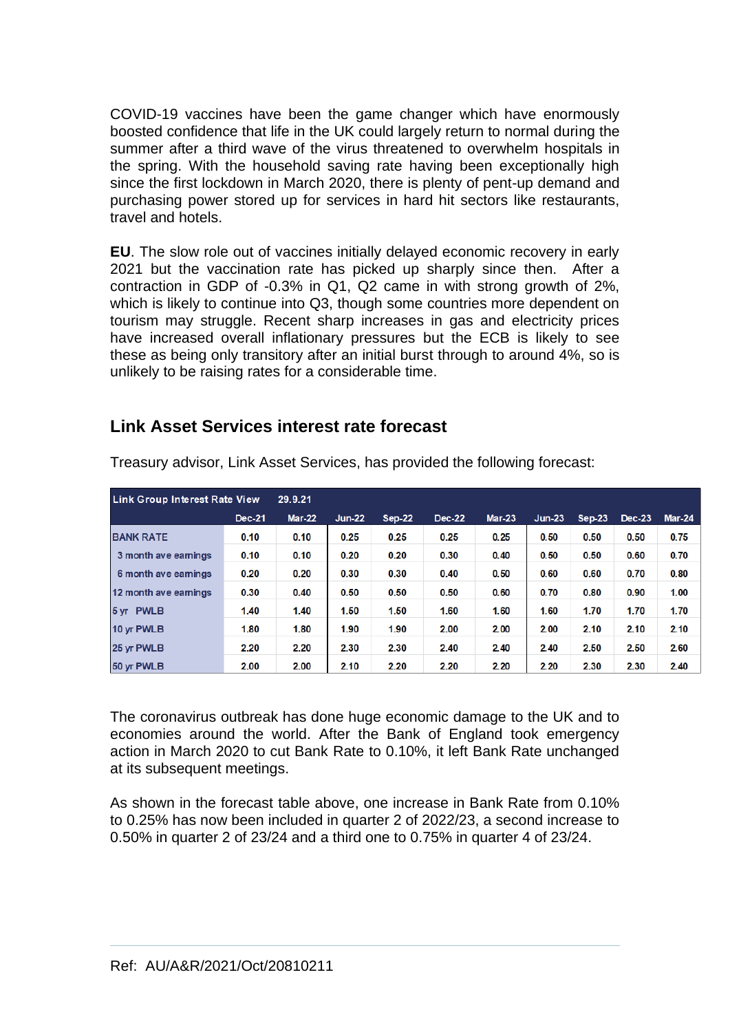COVID-19 vaccines have been the game changer which have enormously boosted confidence that life in the UK could largely return to normal during the summer after a third wave of the virus threatened to overwhelm hospitals in the spring. With the household saving rate having been exceptionally high since the first lockdown in March 2020, there is plenty of pent-up demand and purchasing power stored up for services in hard hit sectors like restaurants, travel and hotels.

**EU**. The slow role out of vaccines initially delayed economic recovery in early 2021 but the vaccination rate has picked up sharply since then. After a contraction in GDP of -0.3% in Q1, Q2 came in with strong growth of 2%, which is likely to continue into Q3, though some countries more dependent on tourism may struggle. Recent sharp increases in gas and electricity prices have increased overall inflationary pressures but the ECB is likely to see these as being only transitory after an initial burst through to around 4%, so is unlikely to be raising rates for a considerable time.

## Link Asset Services interest rate forecast

Treasury advisor, Link Asset Services, has provided the following forecast:

| Link Group Interest Rate View 29.9.21 | Dec-21 | Mar-22 | Jun-22 | Sep-22 | Dec-22 | Mar-23 | Jun-23 | Sep-23 | Dec-23 | Mar-24 |
|---|---|---|---|---|---|---|---|---|---|---|
| BANK RATE | 0.10 | 0.10 | 0.25 | 0.25 | 0.25 | 0.25 | 0.50 | 0.50 | 0.50 | 0.75 |
| 3 month ave earnings | 0.10 | 0.10 | 0.20 | 0.20 | 0.30 | 0.40 | 0.50 | 0.50 | 0.60 | 0.70 |
| 6 month ave earnings | 0.20 | 0.20 | 0.30 | 0.30 | 0.40 | 0.50 | 0.60 | 0.60 | 0.70 | 0.80 |
| 12 month ave earnings | 0.30 | 0.40 | 0.50 | 0.50 | 0.50 | 0.60 | 0.70 | 0.80 | 0.90 | 1.00 |
| 5 yr PWLB | 1.40 | 1.40 | 1.50 | 1.50 | 1.60 | 1.60 | 1.60 | 1.70 | 1.70 | 1.70 |
| 10 yr PWLB | 1.80 | 1.80 | 1.90 | 1.90 | 2.00 | 2.00 | 2.00 | 2.10 | 2.10 | 2.10 |
| 25 yr PWLB | 2.20 | 2.20 | 2.30 | 2.30 | 2.40 | 2.40 | 2.40 | 2.50 | 2.50 | 2.60 |
| 50 yr PWLB | 2.00 | 2.00 | 2.10 | 2.20 | 2.20 | 2.20 | 2.20 | 2.30 | 2.30 | 2.40 |

The coronavirus outbreak has done huge economic damage to the UK and to economies around the world. After the Bank of England took emergency action in March 2020 to cut Bank Rate to 0.10%, it left Bank Rate unchanged at its subsequent meetings.

As shown in the forecast table above, one increase in Bank Rate from 0.10% to 0.25% has now been included in quarter 2 of 2022/23, a second increase to 0.50% in quarter 2 of 23/24 and a third one to 0.75% in quarter 4 of 23/24.

Ref: AU/A&R/2021/Oct/20810211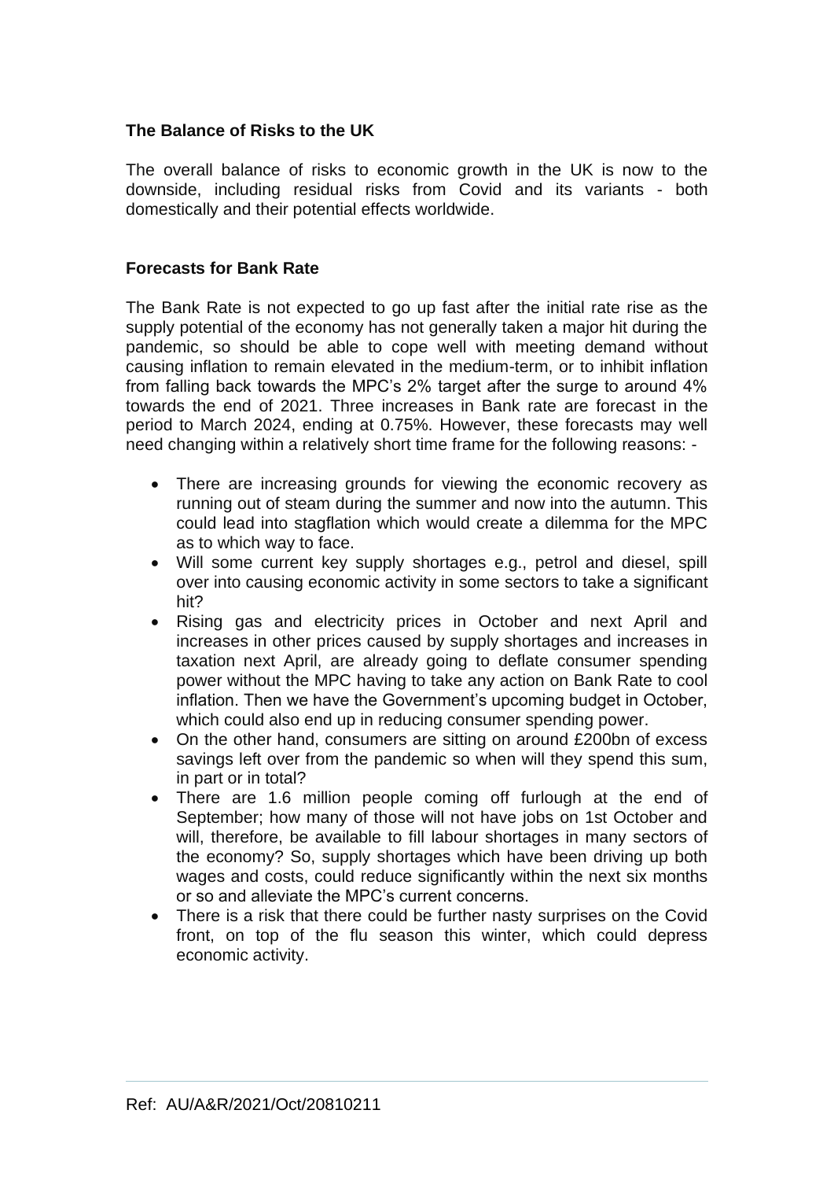### The Balance of Risks to the UK

The overall balance of risks to economic growth in the UK is now to the downside, including residual risks from Covid and its variants - both domestically and their potential effects worldwide.

### Forecasts for Bank Rate

The Bank Rate is not expected to go up fast after the initial rate rise as the supply potential of the economy has not generally taken a major hit during the pandemic, so should be able to cope well with meeting demand without causing inflation to remain elevated in the medium-term, or to inhibit inflation from falling back towards the MPC's 2% target after the surge to around 4% towards the end of 2021. Three increases in Bank rate are forecast in the period to March 2024, ending at 0.75%. However, these forecasts may well need changing within a relatively short time frame for the following reasons: -

- There are increasing grounds for viewing the economic recovery as running out of steam during the summer and now into the autumn. This could lead into stagflation which would create a dilemma for the MPC as to which way to face.
- Will some current key supply shortages e.g., petrol and diesel, spill over into causing economic activity in some sectors to take a significant hit?
- Rising gas and electricity prices in October and next April and increases in other prices caused by supply shortages and increases in taxation next April, are already going to deflate consumer spending power without the MPC having to take any action on Bank Rate to cool inflation. Then we have the Government's upcoming budget in October, which could also end up in reducing consumer spending power.
- On the other hand, consumers are sitting on around £200bn of excess savings left over from the pandemic so when will they spend this sum, in part or in total?
- There are 1.6 million people coming off furlough at the end of September; how many of those will not have jobs on 1st October and will, therefore, be available to fill labour shortages in many sectors of the economy? So, supply shortages which have been driving up both wages and costs, could reduce significantly within the next six months or so and alleviate the MPC's current concerns.
- There is a risk that there could be further nasty surprises on the Covid front, on top of the flu season this winter, which could depress economic activity.

Ref: AU/A&R/2021/Oct/20810211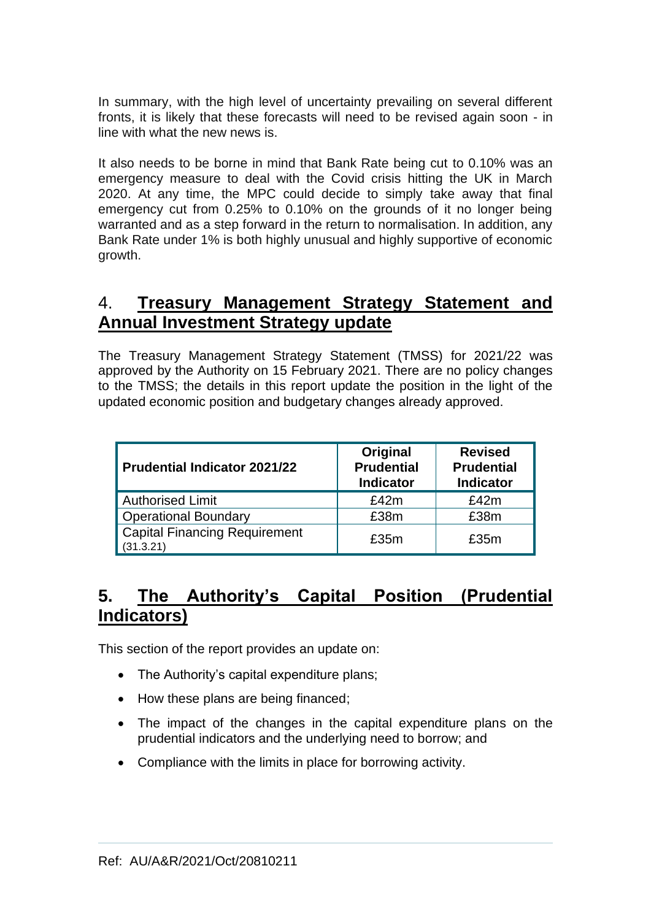In summary, with the high level of uncertainty prevailing on several different fronts, it is likely that these forecasts will need to be revised again soon - in line with what the new news is.

It also needs to be borne in mind that Bank Rate being cut to 0.10% was an emergency measure to deal with the Covid crisis hitting the UK in March 2020. At any time, the MPC could decide to simply take away that final emergency cut from 0.25% to 0.10% on the grounds of it no longer being warranted and as a step forward in the return to normalisation. In addition, any Bank Rate under 1% is both highly unusual and highly supportive of economic growth.

## 4. Treasury Management Strategy Statement and Annual Investment Strategy update

The Treasury Management Strategy Statement (TMSS) for 2021/22 was approved by the Authority on 15 February 2021. There are no policy changes to the TMSS; the details in this report update the position in the light of the updated economic position and budgetary changes already approved.

| Prudential Indicator 2021/22 | Original Prudential Indicator | Revised Prudential Indicator |
|---|---|---|
| Authorised Limit | £42m | £42m |
| Operational Boundary | £38m | £38m |
| Capital Financing Requirement (31.3.21) | £35m | £35m |

## 5. The Authority's Capital Position (Prudential Indicators)

This section of the report provides an update on:

- The Authority's capital expenditure plans;
- How these plans are being financed;
- The impact of the changes in the capital expenditure plans on the prudential indicators and the underlying need to borrow; and
- Compliance with the limits in place for borrowing activity.

Ref: AU/A&R/2021/Oct/20810211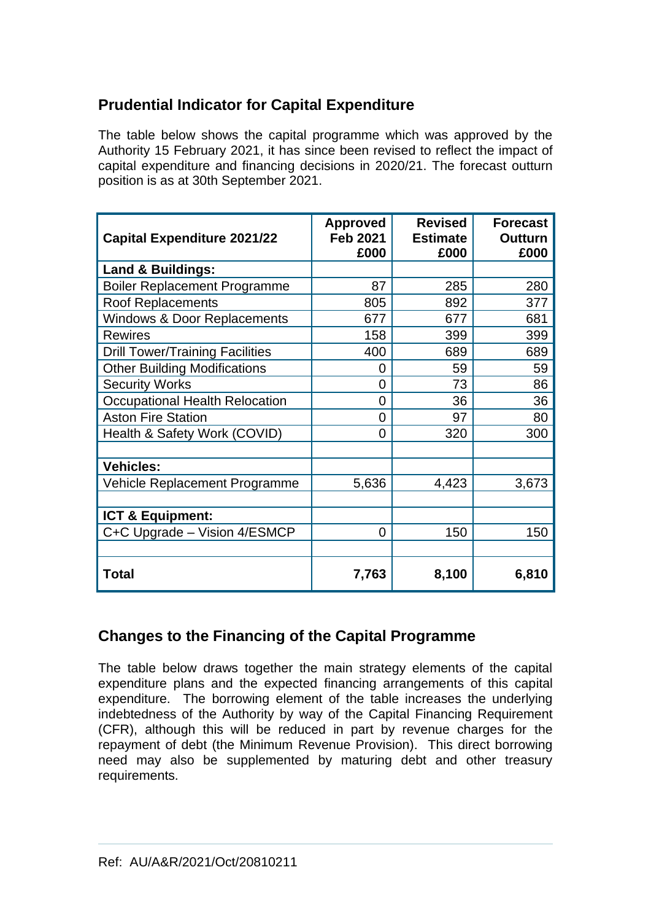## Prudential Indicator for Capital Expenditure

The table below shows the capital programme which was approved by the Authority 15 February 2021, it has since been revised to reflect the impact of capital expenditure and financing decisions in 2020/21. The forecast outturn position is as at 30th September 2021.

| Capital Expenditure 2021/22 | Approved Feb 2021 £000 | Revised Estimate £000 | Forecast Outturn £000 |
|---|---|---|---|
| **Land & Buildings:** | | | |
| Boiler Replacement Programme | 87 | 285 | 280 |
| Roof Replacements | 805 | 892 | 377 |
| Windows & Door Replacements | 677 | 677 | 681 |
| Rewires | 158 | 399 | 399 |
| Drill Tower/Training Facilities | 400 | 689 | 689 |
| Other Building Modifications | 0 | 59 | 59 |
| Security Works | 0 | 73 | 86 |
| Occupational Health Relocation | 0 | 36 | 36 |
| Aston Fire Station | 0 | 97 | 80 |
| Health & Safety Work (COVID) | 0 | 320 | 300 |
| | | | |
| **Vehicles:** | | | |
| Vehicle Replacement Programme | 5,636 | 4,423 | 3,673 |
| | | | |
| **ICT & Equipment:** | | | |
| C+C Upgrade – Vision 4/ESMCP | 0 | 150 | 150 |
| | | | |
| **Total** | **7,763** | **8,100** | **6,810** |

## Changes to the Financing of the Capital Programme

The table below draws together the main strategy elements of the capital expenditure plans and the expected financing arrangements of this capital expenditure. The borrowing element of the table increases the underlying indebtedness of the Authority by way of the Capital Financing Requirement (CFR), although this will be reduced in part by revenue charges for the repayment of debt (the Minimum Revenue Provision). This direct borrowing need may also be supplemented by maturing debt and other treasury requirements.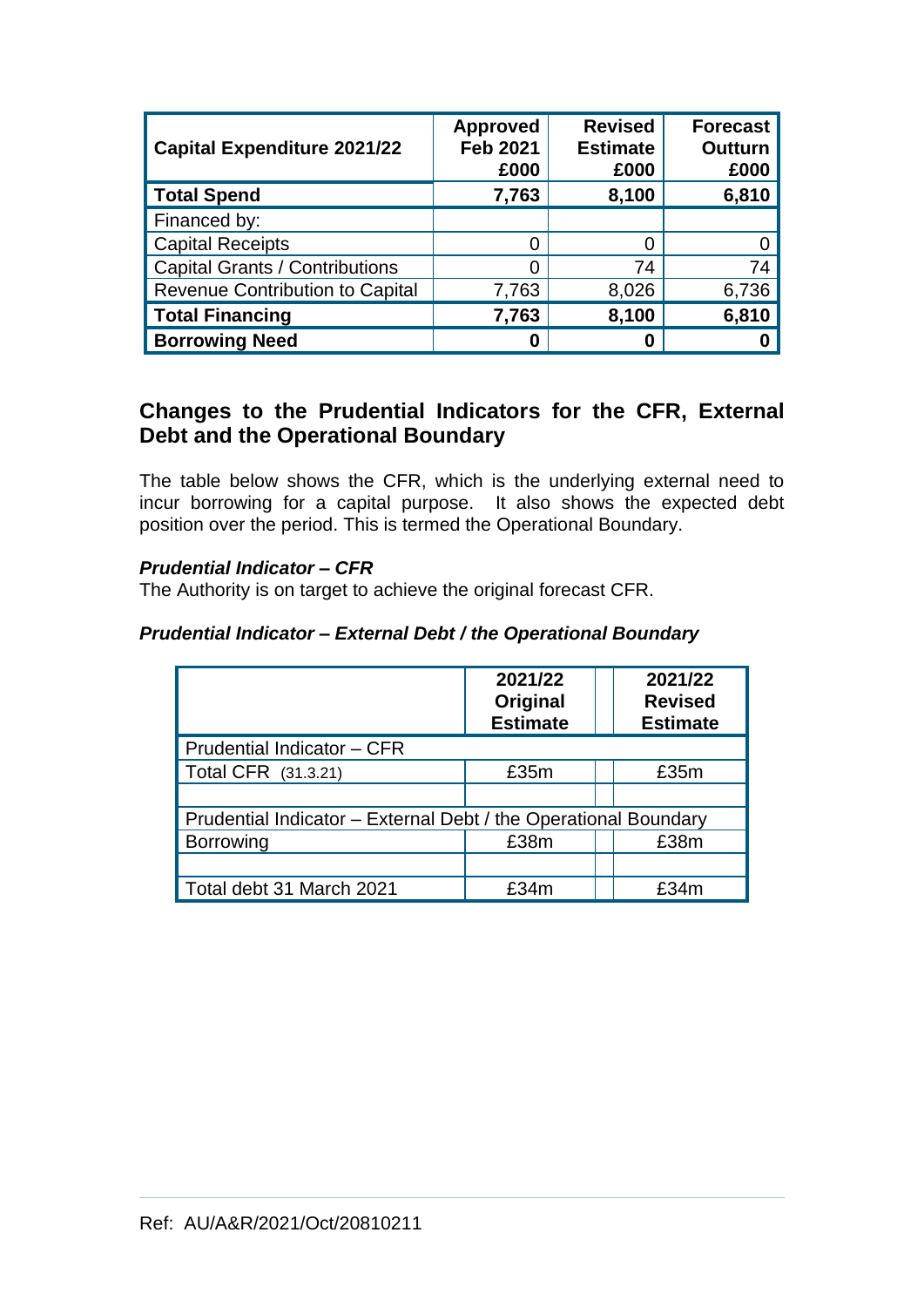| Capital Expenditure 2021/22 | Approved Feb 2021 £000 | Revised Estimate £000 | Forecast Outturn £000 |
|---|---|---|---|
| **Total Spend** | **7,763** | **8,100** | **6,810** |
| Financed by: | | | |
| Capital Receipts | 0 | 0 | 0 |
| Capital Grants / Contributions | 0 | 74 | 74 |
| Revenue Contribution to Capital | 7,763 | 8,026 | 6,736 |
| **Total Financing** | **7,763** | **8,100** | **6,810** |
| **Borrowing Need** | **0** | **0** | **0** |

## Changes to the Prudential Indicators for the CFR, External Debt and the Operational Boundary

The table below shows the CFR, which is the underlying external need to incur borrowing for a capital purpose. It also shows the expected debt position over the period. This is termed the Operational Boundary.

***Prudential Indicator – CFR***

The Authority is on target to achieve the original forecast CFR.

***Prudential Indicator – External Debt / the Operational Boundary***

| | 2021/22 Original Estimate | | 2021/22 Revised Estimate |
|---|---|---|---|
| Prudential Indicator – CFR | | | |
| Total CFR (31.3.21) | £35m | | £35m |
| | | | |
| Prudential Indicator – External Debt / the Operational Boundary | | | |
| Borrowing | £38m | | £38m |
| | | | |
| Total debt 31 March 2021 | £34m | | £34m |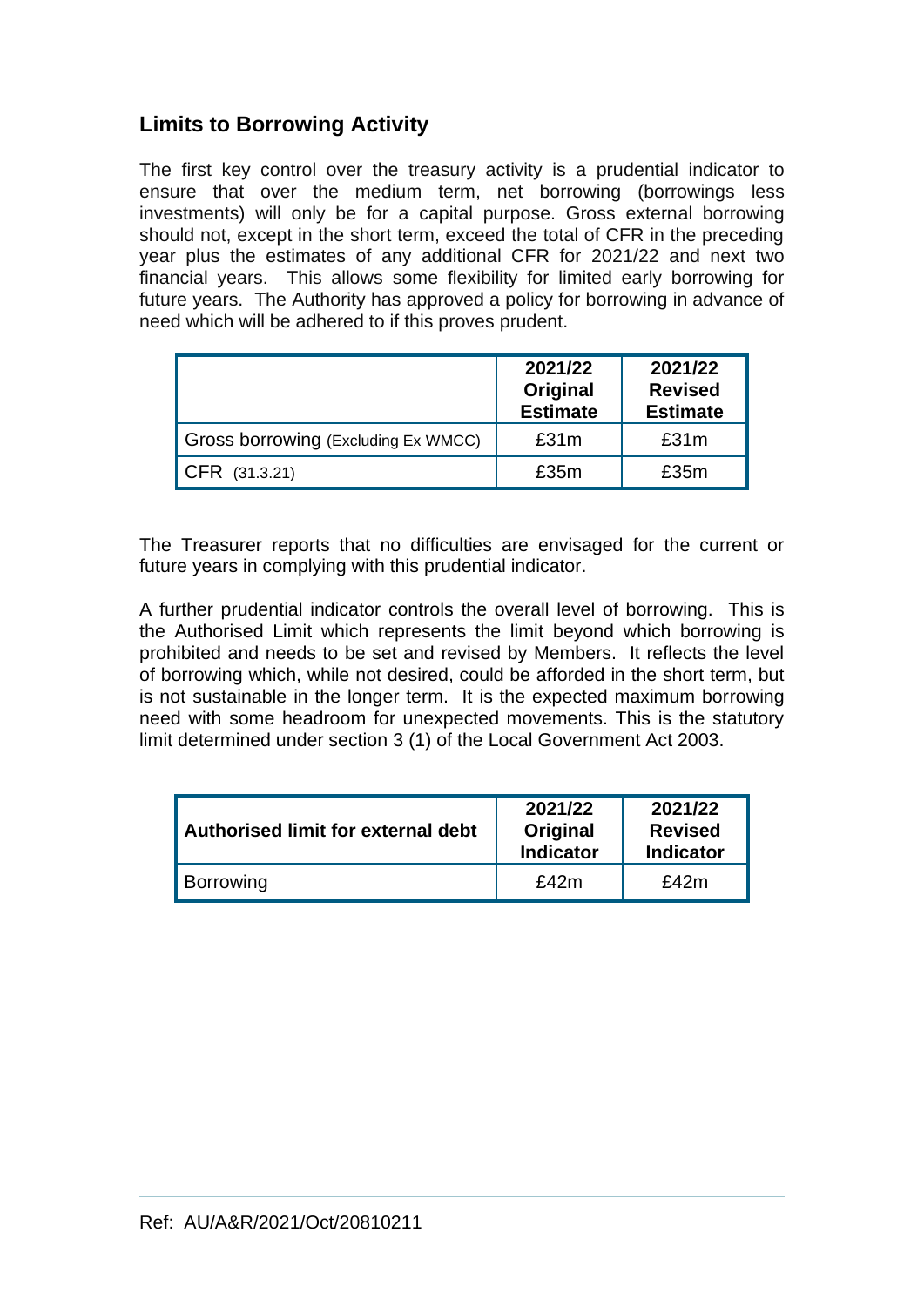## Limits to Borrowing Activity

The first key control over the treasury activity is a prudential indicator to ensure that over the medium term, net borrowing (borrowings less investments) will only be for a capital purpose. Gross external borrowing should not, except in the short term, exceed the total of CFR in the preceding year plus the estimates of any additional CFR for 2021/22 and next two financial years. This allows some flexibility for limited early borrowing for future years. The Authority has approved a policy for borrowing in advance of need which will be adhered to if this proves prudent.

| | 2021/22 Original Estimate | 2021/22 Revised Estimate |
|---|---|---|
| Gross borrowing (Excluding Ex WMCC) | £31m | £31m |
| CFR (31.3.21) | £35m | £35m |

The Treasurer reports that no difficulties are envisaged for the current or future years in complying with this prudential indicator.

A further prudential indicator controls the overall level of borrowing. This is the Authorised Limit which represents the limit beyond which borrowing is prohibited and needs to be set and revised by Members. It reflects the level of borrowing which, while not desired, could be afforded in the short term, but is not sustainable in the longer term. It is the expected maximum borrowing need with some headroom for unexpected movements. This is the statutory limit determined under section 3 (1) of the Local Government Act 2003.

| **Authorised limit for external debt** | 2021/22 Original Indicator | 2021/22 Revised Indicator |
|---|---|---|
| Borrowing | £42m | £42m |

Ref: AU/A&R/2021/Oct/20810211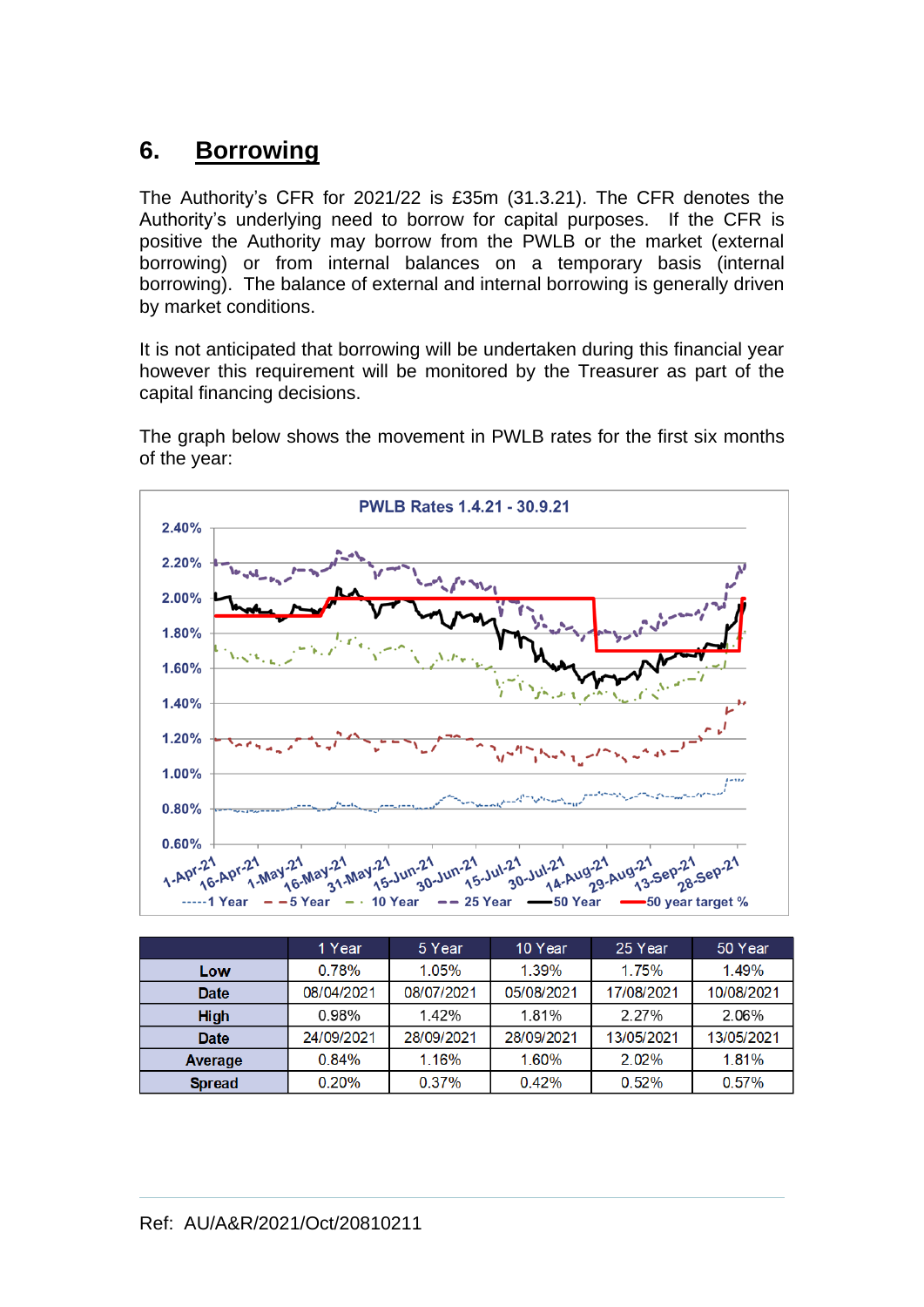## 6. Borrowing

The Authority's CFR for 2021/22 is £35m (31.3.21). The CFR denotes the Authority's underlying need to borrow for capital purposes. If the CFR is positive the Authority may borrow from the PWLB or the market (external borrowing) or from internal balances on a temporary basis (internal borrowing). The balance of external and internal borrowing is generally driven by market conditions.

It is not anticipated that borrowing will be undertaken during this financial year however this requirement will be monitored by the Treasurer as part of the capital financing decisions.

The graph below shows the movement in PWLB rates for the first six months of the year:

PWLB Rates 1.4.21 - 30.9.21

2.40%
2.20%
2.00%
1.80%
1.60%
1.40%
1.20%
1.00%
0.80%
0.60%

1-Apr-21, 16-Apr-21, 1-May-21, 16-May-21, 31-May-21, 15-Jun-21, 30-Jun-21, 15-Jul-21, 30-Jul-21, 14-Aug-21, 29-Aug-21, 13-Sep-21, 28-Sep-21

1 Year, 5 Year, 10 Year, 25 Year, 50 Year, 50 year target %

| | 1 Year | 5 Year | 10 Year | 25 Year | 50 Year |
|---|---|---|---|---|---|
| **Low** | 0.78% | 1.05% | 1.39% | 1.75% | 1.49% |
| **Date** | 08/04/2021 | 08/07/2021 | 05/08/2021 | 17/08/2021 | 10/08/2021 |
| **High** | 0.98% | 1.42% | 1.81% | 2.27% | 2.06% |
| **Date** | 24/09/2021 | 28/09/2021 | 28/09/2021 | 13/05/2021 | 13/05/2021 |
| **Average** | 0.84% | 1.16% | 1.60% | 2.02% | 1.81% |
| **Spread** | 0.20% | 0.37% | 0.42% | 0.52% | 0.57% |

Ref: AU/A&R/2021/Oct/20810211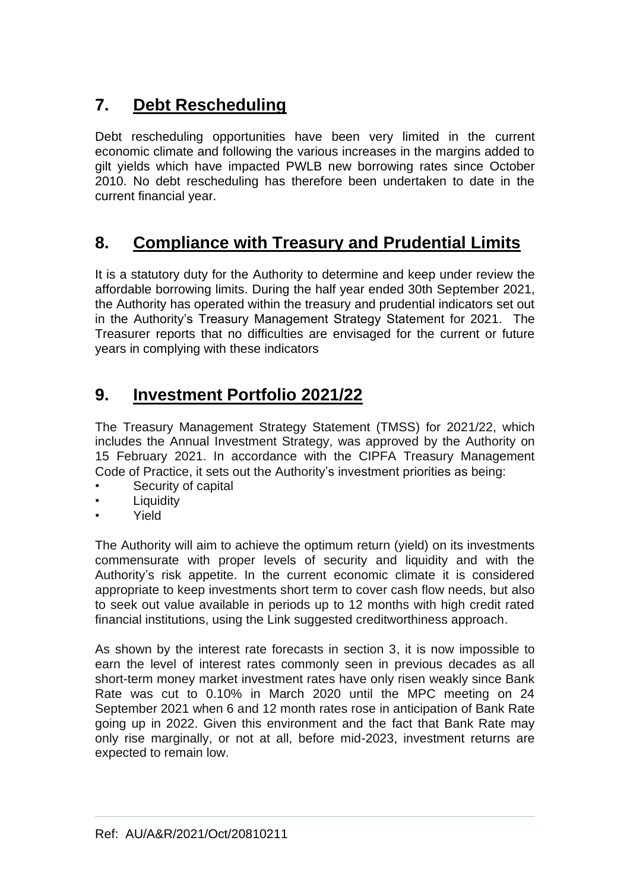## 7. Debt Rescheduling

Debt rescheduling opportunities have been very limited in the current economic climate and following the various increases in the margins added to gilt yields which have impacted PWLB new borrowing rates since October 2010. No debt rescheduling has therefore been undertaken to date in the current financial year.

## 8. Compliance with Treasury and Prudential Limits

It is a statutory duty for the Authority to determine and keep under review the affordable borrowing limits. During the half year ended 30th September 2021, the Authority has operated within the treasury and prudential indicators set out in the Authority's Treasury Management Strategy Statement for 2021. The Treasurer reports that no difficulties are envisaged for the current or future years in complying with these indicators

## 9. Investment Portfolio 2021/22

The Treasury Management Strategy Statement (TMSS) for 2021/22, which includes the Annual Investment Strategy, was approved by the Authority on 15 February 2021. In accordance with the CIPFA Treasury Management Code of Practice, it sets out the Authority's investment priorities as being:

- Security of capital
- Liquidity
- Yield

The Authority will aim to achieve the optimum return (yield) on its investments commensurate with proper levels of security and liquidity and with the Authority's risk appetite. In the current economic climate it is considered appropriate to keep investments short term to cover cash flow needs, but also to seek out value available in periods up to 12 months with high credit rated financial institutions, using the Link suggested creditworthiness approach.

As shown by the interest rate forecasts in section 3, it is now impossible to earn the level of interest rates commonly seen in previous decades as all short-term money market investment rates have only risen weakly since Bank Rate was cut to 0.10% in March 2020 until the MPC meeting on 24 September 2021 when 6 and 12 month rates rose in anticipation of Bank Rate going up in 2022. Given this environment and the fact that Bank Rate may only rise marginally, or not at all, before mid-2023, investment returns are expected to remain low.

Ref: AU/A&R/2021/Oct/20810211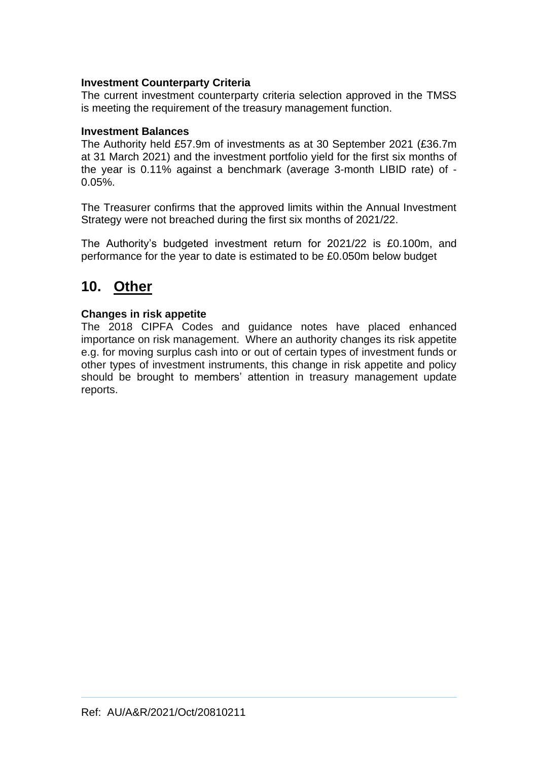**Investment Counterparty Criteria**

The current investment counterparty criteria selection approved in the TMSS is meeting the requirement of the treasury management function.

**Investment Balances**

The Authority held £57.9m of investments as at 30 September 2021 (£36.7m at 31 March 2021) and the investment portfolio yield for the first six months of the year is 0.11% against a benchmark (average 3-month LIBID rate) of -0.05%.

The Treasurer confirms that the approved limits within the Annual Investment Strategy were not breached during the first six months of 2021/22.

The Authority's budgeted investment return for 2021/22 is £0.100m, and performance for the year to date is estimated to be £0.050m below budget

## 10. Other

**Changes in risk appetite**

The 2018 CIPFA Codes and guidance notes have placed enhanced importance on risk management. Where an authority changes its risk appetite e.g. for moving surplus cash into or out of certain types of investment funds or other types of investment instruments, this change in risk appetite and policy should be brought to members' attention in treasury management update reports.

Ref: AU/A&R/2021/Oct/20810211